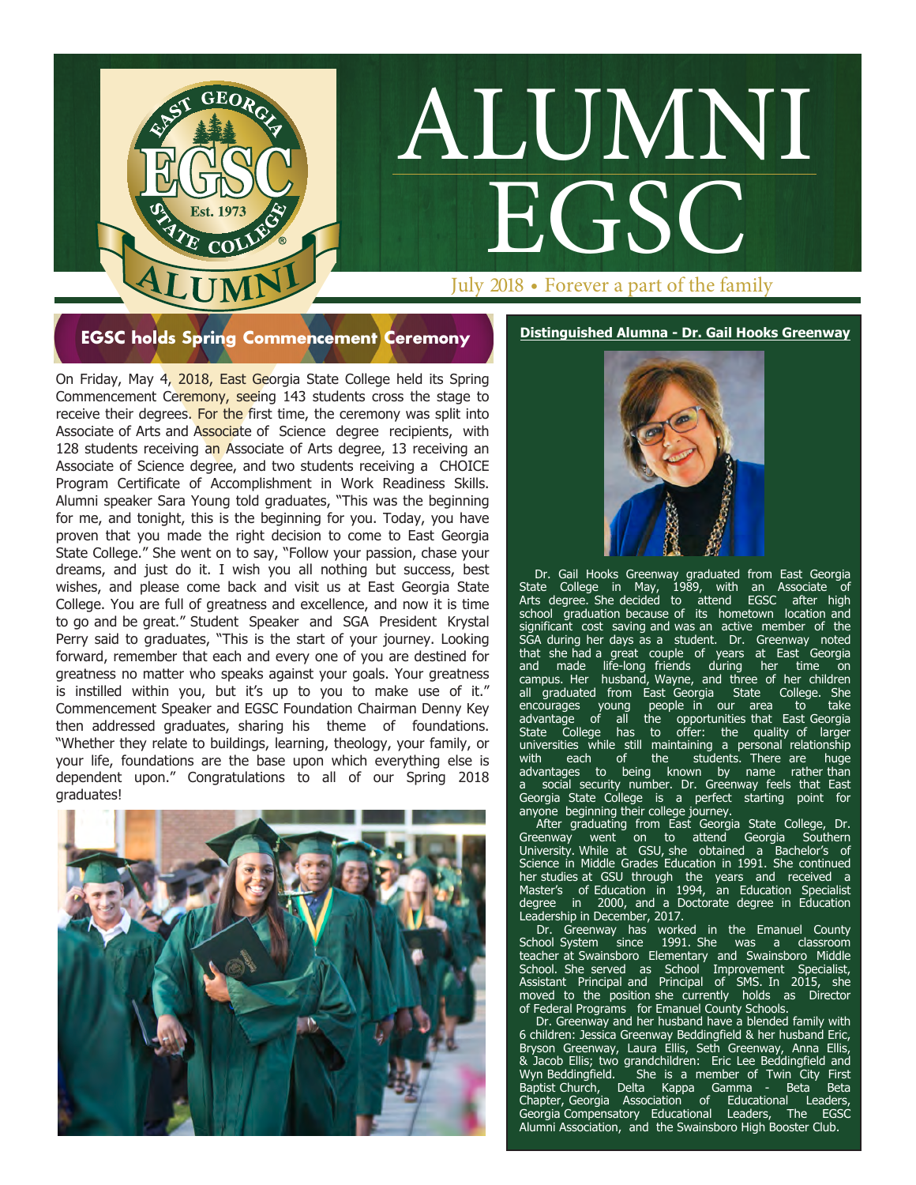# ALUMNI EGSC

July 2018 • Forever a part of the family

## EGSC holds Spring Commencement Ceremony

On Friday, May 4, 2018, East Georgia State College held its Spring Commencement Ceremony, seeing 143 students cross the stage to receive their degrees. For the first time, the ceremony was split into Associate of Arts and Associate of Science degree recipients, with 128 students receiving an Associate of Arts degree, 13 receiving an Associate of Science degree, and two students receiving a CHOICE Program Certificate of Accomplishment in Work Readiness Skills. Alumni speaker Sara Young told graduates, "This was the beginning for me, and tonight, this is the beginning for you. Today, you have proven that you made the right decision to come to East Georgia State College." She went on to say, "Follow your passion, chase your dreams, and just do it. I wish you all nothing but success, best wishes, and please come back and visit us at East Georgia State College. You are full of greatness and excellence, and now it is time to go and be great." Student Speaker and SGA President Krystal Perry said to graduates, "This is the start of your journey. Looking forward, remember that each and every one of you are destined for greatness no matter who speaks against your goals. Your greatness is instilled within you, but it's up to you to make use of it." Commencement Speaker and EGSC Foundation Chairman Denny Key then addressed graduates, sharing his theme of foundations. "Whether they relate to buildings, learning, theology, your family, or your life, foundations are the base upon which everything else is dependent upon." Congratulations to all of our Spring 2018 graduates!

## Distinguished Alumna - Dr. Gail Hooks Greenway

Dr. Gail Hooks Greenway graduated from East Georgia State College in May, 1989, with an Associate of Arts degree. She decided to attend EGSC after high school graduation because of its hometown location and significant cost saving and was an active member of the SGA during her days as a student. Dr. Greenway noted that she had a great couple of years at East Georgia and made life-long friends during her time on campus. Her husband, Wayne, and three of her children all graduated from East Georgia State College. She encourages young people in our area to take advantage of all the opportunities that East Georgia State College has to offer: the quality of larger universities while still maintaining a personal relationship with each of the students. There are huge advantages to being known by name rather than a social security number. Dr. Greenway feels that East Georgia State College is a perfect starting point for anyone beginning their college journey.

After graduating from East Georgia State College, Dr. Greenway went on to attend Georgia Southern University. While at GSU, she obtained a Bachelor's of Science in Middle Grades Education in 1991. She continued her studies at GSU through the years and received a Master's of Education in 1994, an Education Specialist degree in 2000, and a Doctorate degree in Education Leadership in December, 2017.

Dr. Greenway has worked in the Emanuel County School System since 1991. She was a classroom teacher at Swainsboro Elementary and Swainsboro Middle School. She served as School Improvement Specialist, Assistant Principal and Principal of SMS. In 2015, she moved to the position she currently holds as Director of Federal Programs for Emanuel County Schools.

Dr. Greenway and her husband have a blended family with 6 children: Jessica Greenway Beddingfield & her husband Eric, Bryson Greenway, Laura Ellis, Seth Greenway, Anna Ellis, & Jacob Ellis; two grandchildren: Eric Lee Beddingfield and Wyn Beddingfield. She is a member of Twin City First Baptist Church, Delta Kappa Gamma - Beta Beta Chapter, Georgia Association of Educational Leaders, Georgia Compensatory Educational Leaders, The EGSC Alumni Association, and the Swainsboro High Booster Club.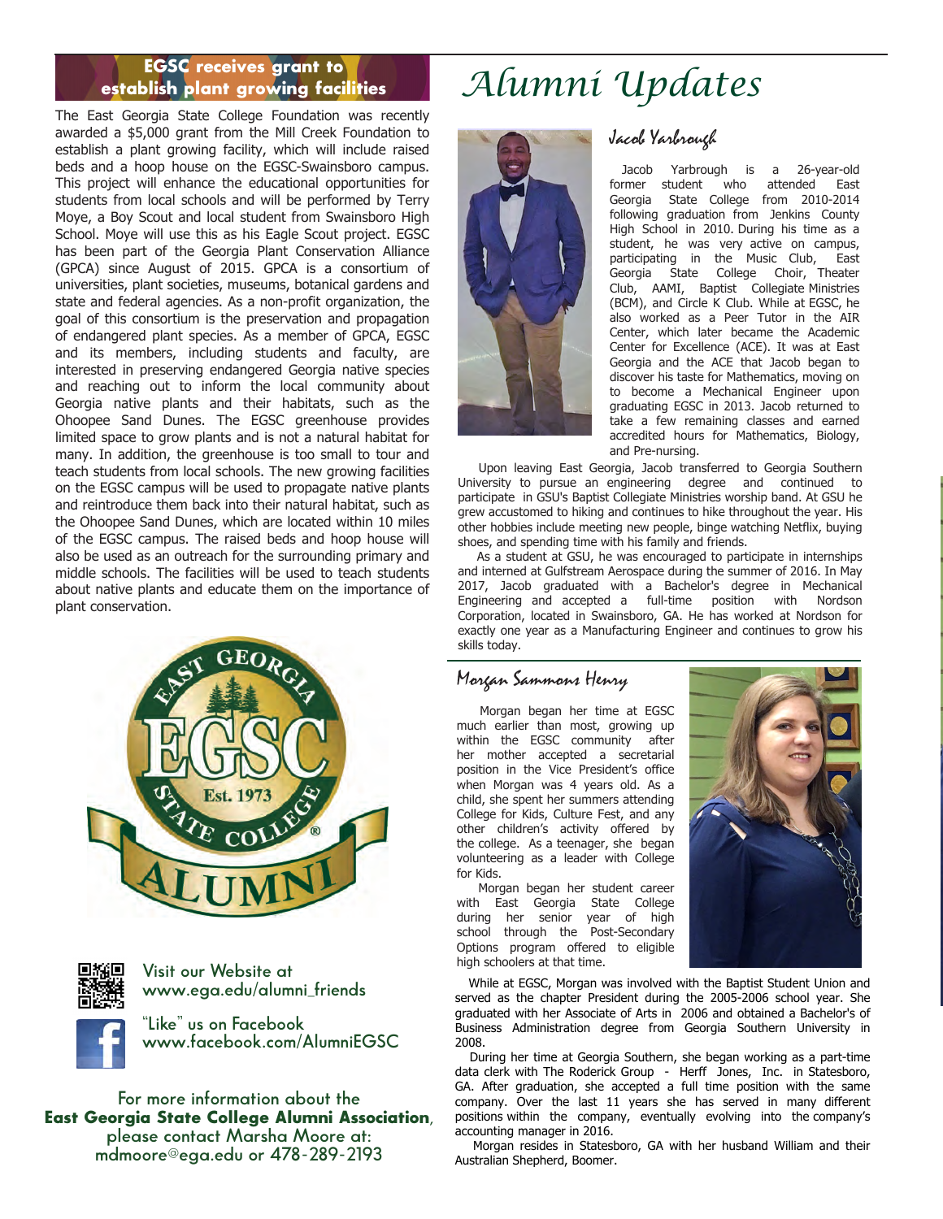## EGSC receives grant to establish plant growing facilities

The East Georgia State College Foundation was recently awarded a $5,000 grant from the Mill Creek Foundation to establish a plant growing facility, which will include raised beds and a hoop house on the EGSC-Swainsboro campus. This project will enhance the educational opportunities for students from local schools and will be performed by Terry Moye, a Boy Scout and local student from Swainsboro High School. Moye will use this as his Eagle Scout project. EGSC has been part of the Georgia Plant Conservation Alliance (GPCA) since August of 2015. GPCA is a consortium of universities, plant societies, museums, botanical gardens and state and federal agencies. As a non-profit organization, the goal of this consortium is the preservation and propagation of endangered plant species. As a member of GPCA, EGSC and its members, including students and faculty, are interested in preserving endangered Georgia native species and reaching out to inform the local community about Georgia native plants and their habitats, such as the Ohoopee Sand Dunes. The EGSC greenhouse provides limited space to grow plants and is not a natural habitat for many. In addition, the greenhouse is too small to tour and teach students from local schools. The new growing facilities on the EGSC campus will be used to propagate native plants and reintroduce them back into their natural habitat, such as the Ohoopee Sand Dunes, which are located within 10 miles of the EGSC campus. The raised beds and hoop house will also be used as an outreach for the surrounding primary and middle schools. The facilities will be used to teach students about native plants and educate them on the importance of plant conservation.

Visit our Website at
www.ega.edu/alumni_friends

"Like" us on Facebook
www.facebook.com/AlumniEGSC

For more information about the **East Georgia State College Alumni Association**, please contact Marsha Moore at: mdmoore@ega.edu or 478-289-2193

# Alumni Updates

### Jacob Yarbrough

Jacob Yarbrough is a 26-year-old former student who attended East Georgia State College from 2010-2014 following graduation from Jenkins County High School in 2010. During his time as a student, he was very active on campus, participating in the Music Club, East Georgia State College Choir, Theater Club, AAMI, Baptist Collegiate Ministries (BCM), and Circle K Club. While at EGSC, he also worked as a Peer Tutor in the AIR Center, which later became the Academic Center for Excellence (ACE). It was at East Georgia and the ACE that Jacob began to discover his taste for Mathematics, moving on to become a Mechanical Engineer upon graduating EGSC in 2013. Jacob returned to take a few remaining classes and earned accredited hours for Mathematics, Biology, and Pre-nursing.

Upon leaving East Georgia, Jacob transferred to Georgia Southern University to pursue an engineering degree and continued to participate in GSU's Baptist Collegiate Ministries worship band. At GSU he grew accustomed to hiking and continues to hike throughout the year. His other hobbies include meeting new people, binge watching Netflix, buying shoes, and spending time with his family and friends.

As a student at GSU, he was encouraged to participate in internships and interned at Gulfstream Aerospace during the summer of 2016. In May 2017, Jacob graduated with a Bachelor's degree in Mechanical Engineering and accepted a full-time position with Nordson Corporation, located in Swainsboro, GA. He has worked at Nordson for exactly one year as a Manufacturing Engineer and continues to grow his skills today.

### Morgan Sammons Henry

Morgan began her time at EGSC much earlier than most, growing up within the EGSC community after her mother accepted a secretarial position in the Vice President's office when Morgan was 4 years old. As a child, she spent her summers attending College for Kids, Culture Fest, and any other children's activity offered by the college. As a teenager, she began volunteering as a leader with College for Kids.

Morgan began her student career with East Georgia State College during her senior year of high school through the Post-Secondary Options program offered to eligible high schoolers at that time.

While at EGSC, Morgan was involved with the Baptist Student Union and served as the chapter President during the 2005-2006 school year. She graduated with her Associate of Arts in 2006 and obtained a Bachelor's of Business Administration degree from Georgia Southern University in 2008.

During her time at Georgia Southern, she began working as a part-time data clerk with The Roderick Group - Herff Jones, Inc. in Statesboro, GA. After graduation, she accepted a full time position with the same company. Over the last 11 years she has served in many different positions within the company, eventually evolving into the company's accounting manager in 2016.

Morgan resides in Statesboro, GA with her husband William and their Australian Shepherd, Boomer.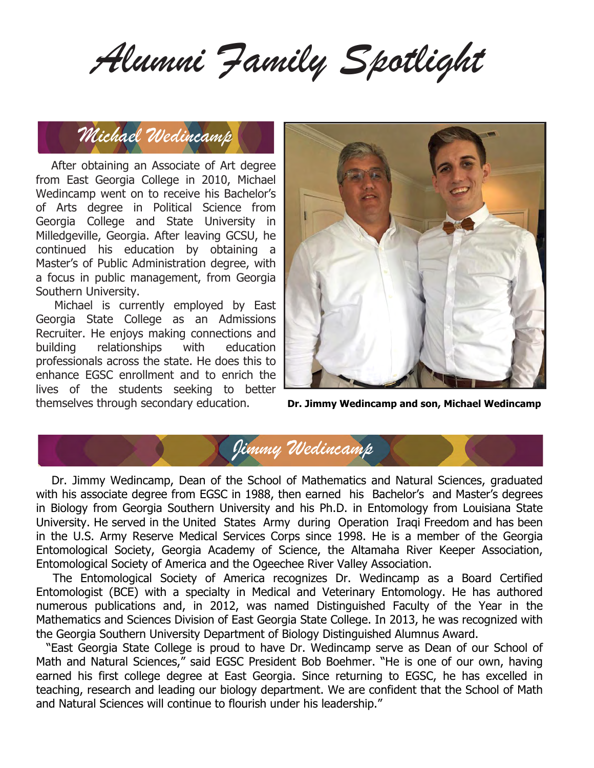# *Alumni Family Spotlight*

## *Michael Wedincamp*

After obtaining an Associate of Art degree from East Georgia College in 2010, Michael Wedincamp went on to receive his Bachelor's of Arts degree in Political Science from Georgia College and State University in Milledgeville, Georgia. After leaving GCSU, he continued his education by obtaining a Master's of Public Administration degree, with a focus in public management, from Georgia Southern University.

Michael is currently employed by East Georgia State College as an Admissions Recruiter. He enjoys making connections and building relationships with education professionals across the state. He does this to enhance EGSC enrollment and to enrich the lives of the students seeking to better themselves through secondary education.

**Dr. Jimmy Wedincamp and son, Michael Wedincamp**

## *Jimmy Wedincamp*

Dr. Jimmy Wedincamp, Dean of the School of Mathematics and Natural Sciences, graduated with his associate degree from EGSC in 1988, then earned his Bachelor's and Master's degrees in Biology from Georgia Southern University and his Ph.D. in Entomology from Louisiana State University. He served in the United States Army during Operation Iraqi Freedom and has been in the U.S. Army Reserve Medical Services Corps since 1998. He is a member of the Georgia Entomological Society, Georgia Academy of Science, the Altamaha River Keeper Association, Entomological Society of America and the Ogeechee River Valley Association.

The Entomological Society of America recognizes Dr. Wedincamp as a Board Certified Entomologist (BCE) with a specialty in Medical and Veterinary Entomology. He has authored numerous publications and, in 2012, was named Distinguished Faculty of the Year in the Mathematics and Sciences Division of East Georgia State College. In 2013, he was recognized with the Georgia Southern University Department of Biology Distinguished Alumnus Award.

"East Georgia State College is proud to have Dr. Wedincamp serve as Dean of our School of Math and Natural Sciences," said EGSC President Bob Boehmer. "He is one of our own, having earned his first college degree at East Georgia. Since returning to EGSC, he has excelled in teaching, research and leading our biology department. We are confident that the School of Math and Natural Sciences will continue to flourish under his leadership."